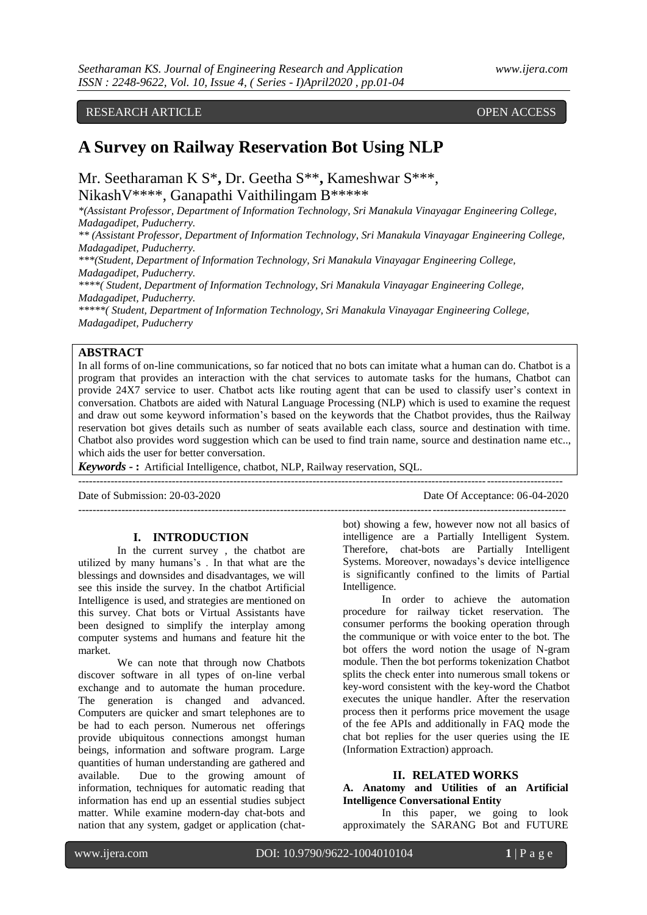RESEARCH ARTICLE OPEN ACCESS

# A Survey on Railway Reservation Bot Using NLP

Mr. Seetharaman K S*, Dr. Geetha S**, Kameshwar S***, NikashV****, Ganapathi Vaithilingam B*****

*(Assistant Professor, Department of Information Technology, Sri Manakula Vinayagar Engineering College, Madagadipet, Puducherry.

** (Assistant Professor, Department of Information Technology, Sri Manakula Vinayagar Engineering College, Madagadipet, Puducherry.

***(Student, Department of Information Technology, Sri Manakula Vinayagar Engineering College, Madagadipet, Puducherry.

****( Student, Department of Information Technology, Sri Manakula Vinayagar Engineering College, Madagadipet, Puducherry.

*****( Student, Department of Information Technology, Sri Manakula Vinayagar Engineering College, Madagadipet, Puducherry

## ABSTRACT

In all forms of on-line communications, so far noticed that no bots can imitate what a human can do. Chatbot is a program that provides an interaction with the chat services to automate tasks for the humans, Chatbot can provide 24X7 service to user. Chatbot acts like routing agent that can be used to classify user's context in conversation. Chatbots are aided with Natural Language Processing (NLP) which is used to examine the request and draw out some keyword information's based on the keywords that the Chatbot provides, thus the Railway reservation bot gives details such as number of seats available each class, source and destination with time. Chatbot also provides word suggestion which can be used to find train name, source and destination name etc.., which aids the user for better conversation.

***Keywords* - :** Artificial Intelligence, chatbot, NLP, Railway reservation, SQL.

Date of Submission: 20-03-2020 Date Of Acceptance: 06-04-2020

## I. INTRODUCTION

In the current survey , the chatbot are utilized by many humans's . In that what are the blessings and downsides and disadvantages, we will see this inside the survey. In the chatbot Artificial Intelligence is used, and strategies are mentioned on this survey. Chat bots or Virtual Assistants have been designed to simplify the interplay among computer systems and humans and feature hit the market.

We can note that through now Chatbots discover software in all types of on-line verbal exchange and to automate the human procedure. The generation is changed and advanced. Computers are quicker and smart telephones are to be had to each person. Numerous net offerings provide ubiquitous connections amongst human beings, information and software program. Large quantities of human understanding are gathered and available. Due to the growing amount of information, techniques for automatic reading that information has end up an essential studies subject matter. While examine modern-day chat-bots and nation that any system, gadget or application (chat-bot) showing a few, however now not all basics of intelligence are a Partially Intelligent System. Therefore, chat-bots are Partially Intelligent Systems. Moreover, nowadays's device intelligence is significantly confined to the limits of Partial Intelligence.

In order to achieve the automation procedure for railway ticket reservation. The consumer performs the booking operation through the communique or with voice enter to the bot. The bot offers the word notion the usage of N-gram module. Then the bot performs tokenization Chatbot splits the check enter into numerous small tokens or key-word consistent with the key-word the Chatbot executes the unique handler. After the reservation process then it performs price movement the usage of the fee APIs and additionally in FAQ mode the chat bot replies for the user queries using the IE (Information Extraction) approach.

## II. RELATED WORKS

### A. Anatomy and Utilities of an Artificial Intelligence Conversational Entity

In this paper, we going to look approximately the SARANG Bot and FUTURE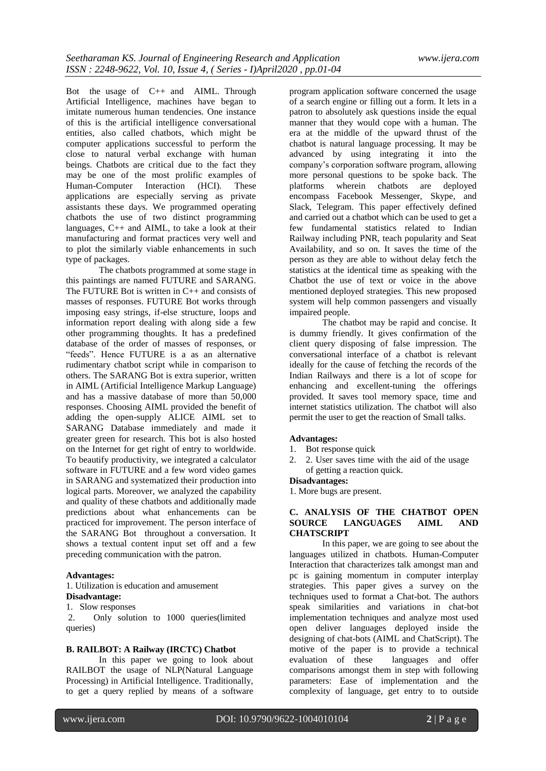Bot the usage of C++ and AIML. Through Artificial Intelligence, machines have began to imitate numerous human tendencies. One instance of this is the artificial intelligence conversational entities, also called chatbots, which might be computer applications successful to perform the close to natural verbal exchange with human beings. Chatbots are critical due to the fact they may be one of the most prolific examples of Human-Computer Interaction (HCI). These applications are especially serving as private assistants these days. We programmed operating chatbots the use of two distinct programming languages, C++ and AIML, to take a look at their manufacturing and format practices very well and to plot the similarly viable enhancements in such type of packages.

The chatbots programmed at some stage in this paintings are named FUTURE and SARANG. The FUTURE Bot is written in C++ and consists of masses of responses. FUTURE Bot works through imposing easy strings, if-else structure, loops and information report dealing with along side a few other programming thoughts. It has a predefined database of the order of masses of responses, or "feeds". Hence FUTURE is a as an alternative rudimentary chatbot script while in comparison to others. The SARANG Bot is extra superior, written in AIML (Artificial Intelligence Markup Language) and has a massive database of more than 50,000 responses. Choosing AIML provided the benefit of adding the open-supply ALICE AIML set to SARANG Database immediately and made it greater green for research. This bot is also hosted on the Internet for get right of entry to worldwide. To beautify productivity, we integrated a calculator software in FUTURE and a few word video games in SARANG and systematized their production into logical parts. Moreover, we analyzed the capability and quality of these chatbots and additionally made predictions about what enhancements can be practiced for improvement. The person interface of the SARANG Bot throughout a conversation. It shows a textual content input set off and a few preceding communication with the patron.

**Advantages:**

1. Utilization is education and amusement

**Disadvantage:**

1. Slow responses
2. Only solution to 1000 queries(limited queries)

### B. RAILBOT: A Railway (IRCTC) Chatbot

In this paper we going to look about RAILBOT the usage of NLP(Natural Language Processing) in Artificial Intelligence. Traditionally, to get a query replied by means of a software program application software concerned the usage of a search engine or filling out a form. It lets in a patron to absolutely ask questions inside the equal manner that they would cope with a human. The era at the middle of the upward thrust of the chatbot is natural language processing. It may be advanced by using integrating it into the company's corporation software program, allowing more personal questions to be spoke back. The platforms wherein chatbots are deployed encompass Facebook Messenger, Skype, and Slack, Telegram. This paper effectively defined and carried out a chatbot which can be used to get a few fundamental statistics related to Indian Railway including PNR, teach popularity and Seat Availability, and so on. It saves the time of the person as they are able to without delay fetch the statistics at the identical time as speaking with the Chatbot the use of text or voice in the above mentioned deployed strategies. This new proposed system will help common passengers and visually impaired people.

The chatbot may be rapid and concise. It is dummy friendly. It gives confirmation of the client query disposing of false impression. The conversational interface of a chatbot is relevant ideally for the cause of fetching the records of the Indian Railways and there is a lot of scope for enhancing and excellent-tuning the offerings provided. It saves tool memory space, time and internet statistics utilization. The chatbot will also permit the user to get the reaction of Small talks.

**Advantages:**

1. Bot response quick
2. 2. User saves time with the aid of the usage of getting a reaction quick.

**Disadvantages:**

1. More bugs are present.

### C. ANALYSIS OF THE CHATBOT OPEN SOURCE LANGUAGES AIML AND CHATSCRIPT

In this paper, we are going to see about the languages utilized in chatbots. Human-Computer Interaction that characterizes talk amongst man and pc is gaining momentum in computer interplay strategies. This paper gives a survey on the techniques used to format a Chat-bot. The authors speak similarities and variations in chat-bot implementation techniques and analyze most used open deliver languages deployed inside the designing of chat-bots (AIML and ChatScript). The motive of the paper is to provide a technical evaluation of these languages and offer comparisons amongst them in step with following parameters: Ease of implementation and the complexity of language, get entry to to outside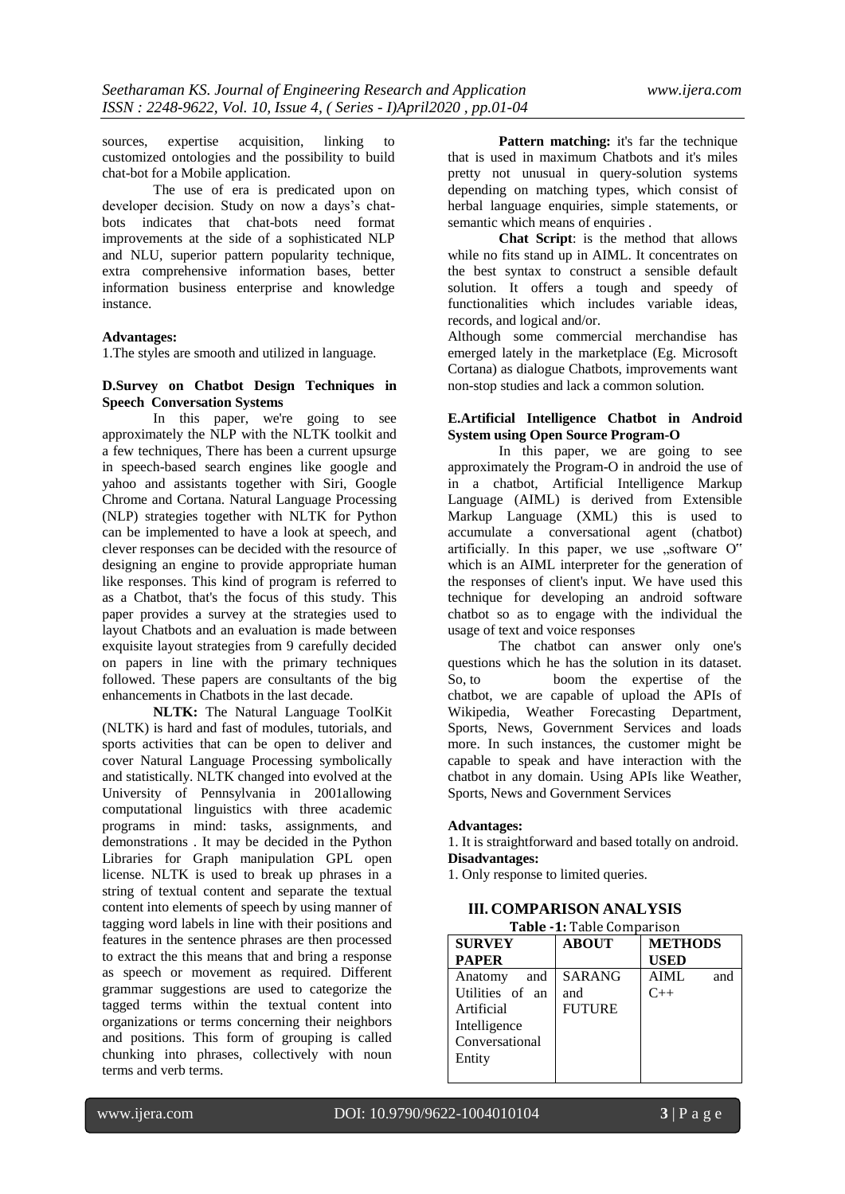sources, expertise acquisition, linking to customized ontologies and the possibility to build chat-bot for a Mobile application.

The use of era is predicated upon on developer decision. Study on now a days's chat-bots indicates that chat-bots need format improvements at the side of a sophisticated NLP and NLU, superior pattern popularity technique, extra comprehensive information bases, better information business enterprise and knowledge instance.

**Advantages:**

1.The styles are smooth and utilized in language.

### D.Survey on Chatbot Design Techniques in Speech Conversation Systems

In this paper, we're going to see approximately the NLP with the NLTK toolkit and a few techniques, There has been a current upsurge in speech-based search engines like google and yahoo and assistants together with Siri, Google Chrome and Cortana. Natural Language Processing (NLP) strategies together with NLTK for Python can be implemented to have a look at speech, and clever responses can be decided with the resource of designing an engine to provide appropriate human like responses. This kind of program is referred to as a Chatbot, that's the focus of this study. This paper provides a survey at the strategies used to layout Chatbots and an evaluation is made between exquisite layout strategies from 9 carefully decided on papers in line with the primary techniques followed. These papers are consultants of the big enhancements in Chatbots in the last decade.

**NLTK:** The Natural Language ToolKit (NLTK) is hard and fast of modules, tutorials, and sports activities that can be open to deliver and cover Natural Language Processing symbolically and statistically. NLTK changed into evolved at the University of Pennsylvania in 2001allowing computational linguistics with three academic programs in mind: tasks, assignments, and demonstrations . It may be decided in the Python Libraries for Graph manipulation GPL open license. NLTK is used to break up phrases in a string of textual content and separate the textual content into elements of speech by using manner of tagging word labels in line with their positions and features in the sentence phrases are then processed to extract the this means that and bring a response as speech or movement as required. Different grammar suggestions are used to categorize the tagged terms within the textual content into organizations or terms concerning their neighbors and positions. This form of grouping is called chunking into phrases, collectively with noun terms and verb terms.

**Pattern matching:** it's far the technique that is used in maximum Chatbots and it's miles pretty not unusual in query-solution systems depending on matching types, which consist of herbal language enquiries, simple statements, or semantic which means of enquiries .

**Chat Script**: is the method that allows while no fits stand up in AIML. It concentrates on the best syntax to construct a sensible default solution. It offers a tough and speedy of functionalities which includes variable ideas, records, and logical and/or.

Although some commercial merchandise has emerged lately in the marketplace (Eg. Microsoft Cortana) as dialogue Chatbots, improvements want non-stop studies and lack a common solution.

### E.Artificial Intelligence Chatbot in Android System using Open Source Program-O

In this paper, we are going to see approximately the Program-O in android the use of in a chatbot, Artificial Intelligence Markup Language (AIML) is derived from Extensible Markup Language (XML) this is used to accumulate a conversational agent (chatbot) artificially. In this paper, we use „software O" which is an AIML interpreter for the generation of the responses of client's input. We have used this technique for developing an android software chatbot so as to engage with the individual the usage of text and voice responses

The chatbot can answer only one's questions which he has the solution in its dataset. So, to boom the expertise of the chatbot, we are capable of upload the APIs of Wikipedia, Weather Forecasting Department, Sports, News, Government Services and loads more. In such instances, the customer might be capable to speak and have interaction with the chatbot in any domain. Using APIs like Weather, Sports, News and Government Services

**Advantages:**

1. It is straightforward and based totally on android.

**Disadvantages:**

1. Only response to limited queries.

## III. COMPARISON ANALYSIS

**Table -1:** Table Comparison

| SURVEY PAPER | ABOUT | METHODS USED |
|---|---|---|
| Anatomy and Utilities of an Artificial Intelligence Conversational Entity | SARANG and FUTURE | AIML and C++ |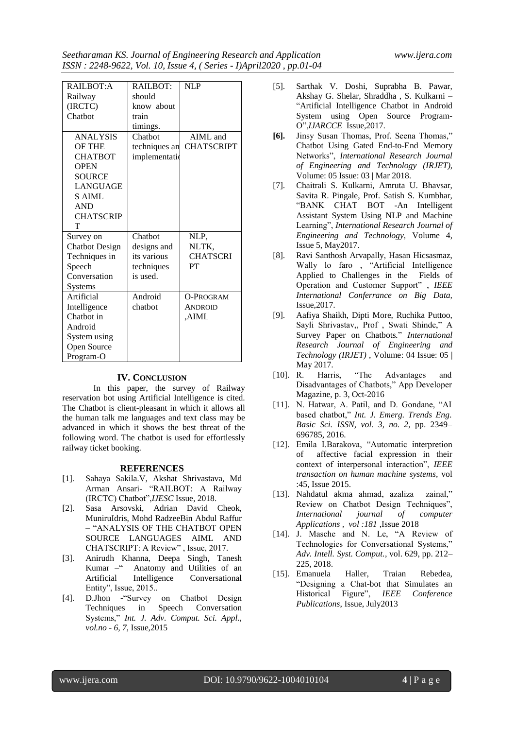| | | |
|---|---|---|
| RAILBOT:A Railway (IRCTC) Chatbot | RAILBOT: should know about train timings. | NLP |
| ANALYSIS OF THE CHATBOT OPEN SOURCE LANGUAGES AIML AND CHATSCRIPT | Chatbot techniques an implementatio | AIML and CHATSCRIPT |
| Survey on Chatbot Design Techniques in Speech Conversation Systems | Chatbot designs and its various techniques is used. | NLP, NLTK, CHATSCRIPT |
| Artificial Intelligence Chatbot in Android System using Open Source Program-O | Android chatbot | O-PROGRAM ANDROID ,AIML |

## IV. CONCLUSION

In this paper, the survey of Railway reservation bot using Artificial Intelligence is cited. The Chatbot is client-pleasant in which it allows all the human talk me languages and text class may be advanced in which it shows the best threat of the following word. The chatbot is used for effortlessly railway ticket booking.

## REFERENCES

[1]. Sahaya Sakila.V, Akshat Shrivastava, Md Arman Ansari- "RAILBOT: A Railway (IRCTC) Chatbot",*IJESC* Issue, 2018.

[2]. Sasa Arsovski, Adrian David Cheok, MuniruIdris, Mohd RadzeeBin Abdul Raffur – "ANALYSIS OF THE CHATBOT OPEN SOURCE LANGUAGES AIML AND CHATSCRIPT: A Review" , Issue, 2017.

[3]. Anirudh Khanna, Deepa Singh, Tanesh Kumar –" Anatomy and Utilities of an Artificial Intelligence Conversational Entity", Issue, 2015..

[4]. D.Jhon -"Survey on Chatbot Design Techniques in Speech Conversation Systems," *Int. J. Adv. Comput. Sci. Appl., vol.no - 6, 7,* Issue,2015

[5]. Sarthak V. Doshi, Suprabha B. Pawar, Akshay G. Shelar, Shraddha , S. Kulkarni – "Artificial Intelligence Chatbot in Android System using Open Source Program-O",*IJARCCE* Issue,2017.

**[6].** Jinsy Susan Thomas, Prof. Seena Thomas," Chatbot Using Gated End-to-End Memory Networks", *International Research Journal of Engineering and Technology (IRJET),* Volume: 05 Issue: 03 | Mar 2018.

[7]. Chaitrali S. Kulkarni, Amruta U. Bhavsar, Savita R. Pingale, Prof. Satish S. Kumbhar, "BANK CHAT BOT -An Intelligent Assistant System Using NLP and Machine Learning", *International Research Journal of Engineering and Technology,* Volume 4, Issue 5, May2017.

[8]. Ravi Santhosh Arvapally, Hasan Hicsasmaz, Wally lo faro , "Artificial Intelligence Applied to Challenges in the Fields of Operation and Customer Support" , *IEEE International Conferrance on Big Data,* Issue,2017.

[9]. Aafiya Shaikh, Dipti More, Ruchika Puttoo, Sayli Shrivastav,, Prof , Swati Shinde," A Survey Paper on Chatbots." *International Research Journal of Engineering and Technology (IRJET)* , Volume: 04 Issue: 05 | May 2017.

[10]. R. Harris, "The Advantages and Disadvantages of Chatbots," App Developer Magazine, p. 3, Oct-2016

[11]. N. Hatwar, A. Patil, and D. Gondane, "AI based chatbot," *Int. J. Emerg. Trends Eng. Basic Sci. ISSN, vol. 3, no. 2,* pp. 2349–696785, 2016.

[12]. Emila I.Barakova, "Automatic interpretion of affective facial expression in their context of interpersonal interaction", *IEEE transaction on human machine systems,* vol :45, Issue 2015.

[13]. Nahdatul akma ahmad, azaliza zainal," Review on Chatbot Design Techniques", *International journal of computer Applications , vol :181* ,Issue 2018

[14]. J. Masche and N. Le, "A Review of Technologies for Conversational Systems," *Adv. Intell. Syst. Comput.*, vol. 629, pp. 212–225, 2018.

[15]. Emanuela Haller, Traian Rebedea, "Designing a Chat-bot that Simulates an Historical Figure", *IEEE Conference Publications,* Issue, July2013